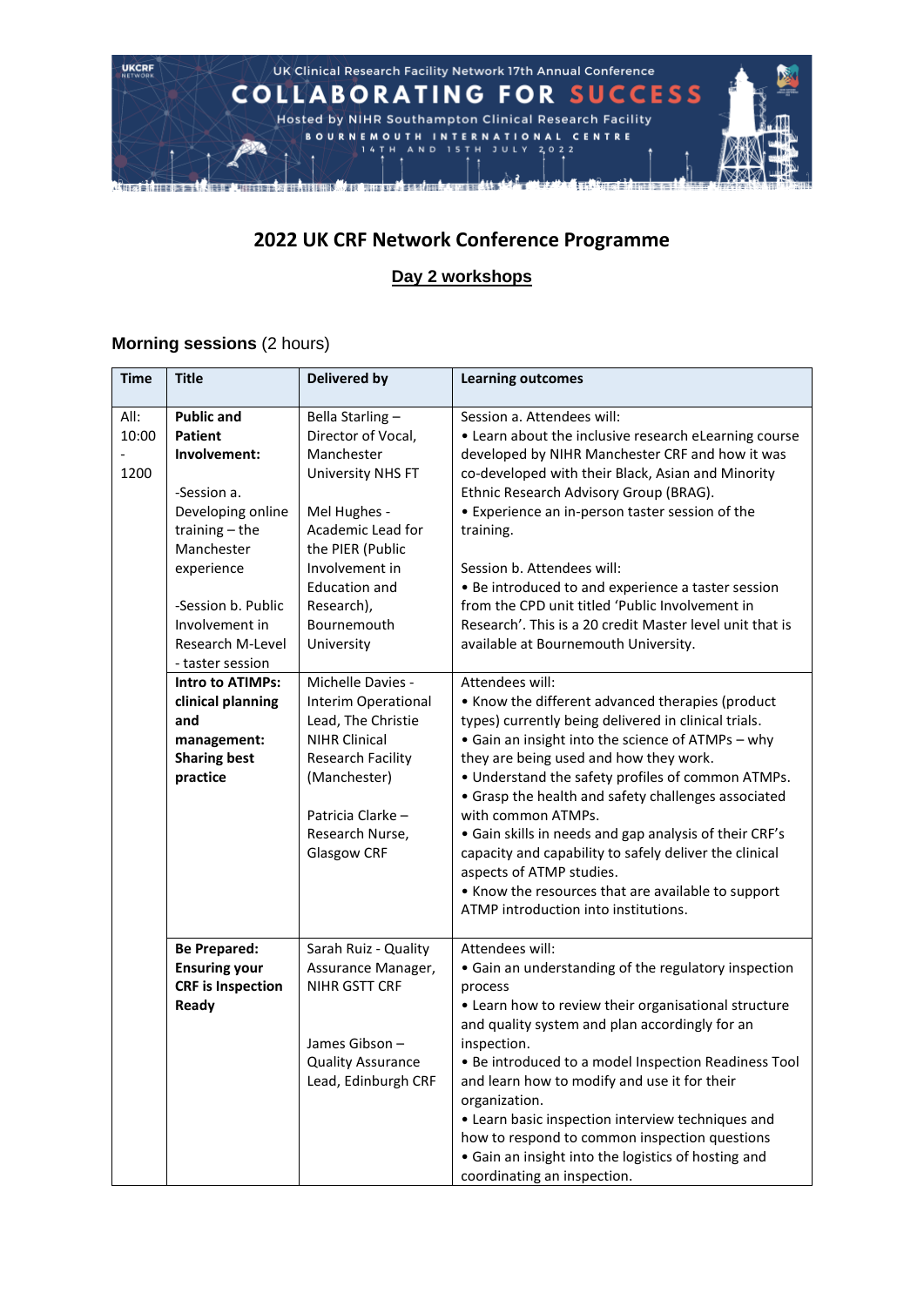# 2022 UK CRF Network Conference Programme

## Day 2 workshops

### Morning sessions (2 hours)

| Time | Title | Delivered by | Learning outcomes |
|---|---|---|---|
| All: 10:00 - 1200 | **Public and Patient Involvement:**<br><br>-Session a. Developing online training – the Manchester experience<br><br>-Session b. Public Involvement in Research M-Level - taster session | Bella Starling – Director of Vocal, Manchester University NHS FT<br><br>Mel Hughes - Academic Lead for the PIER (Public Involvement in Education and Research), Bournemouth University | Session a. Attendees will:<br>• Learn about the inclusive research eLearning course developed by NIHR Manchester CRF and how it was co-developed with their Black, Asian and Minority Ethnic Research Advisory Group (BRAG).<br>• Experience an in-person taster session of the training.<br><br>Session b. Attendees will:<br>• Be introduced to and experience a taster session from the CPD unit titled 'Public Involvement in Research'. This is a 20 credit Master level unit that is available at Bournemouth University. |
| | **Intro to ATIMPs: clinical planning and management: Sharing best practice** | Michelle Davies - Interim Operational Lead, The Christie NIHR Clinical Research Facility (Manchester)<br><br>Patricia Clarke – Research Nurse, Glasgow CRF | Attendees will:<br>• Know the different advanced therapies (product types) currently being delivered in clinical trials.<br>• Gain an insight into the science of ATMPs – why they are being used and how they work.<br>• Understand the safety profiles of common ATMPs.<br>• Grasp the health and safety challenges associated with common ATMPs.<br>• Gain skills in needs and gap analysis of their CRF's capacity and capability to safely deliver the clinical aspects of ATMP studies.<br>• Know the resources that are available to support ATMP introduction into institutions. |
| | **Be Prepared: Ensuring your CRF is Inspection Ready** | Sarah Ruiz - Quality Assurance Manager, NIHR GSTT CRF<br><br>James Gibson – Quality Assurance Lead, Edinburgh CRF | Attendees will:<br>• Gain an understanding of the regulatory inspection process<br>• Learn how to review their organisational structure and quality system and plan accordingly for an inspection.<br>• Be introduced to a model Inspection Readiness Tool and learn how to modify and use it for their organization.<br>• Learn basic inspection interview techniques and how to respond to common inspection questions<br>• Gain an insight into the logistics of hosting and coordinating an inspection. |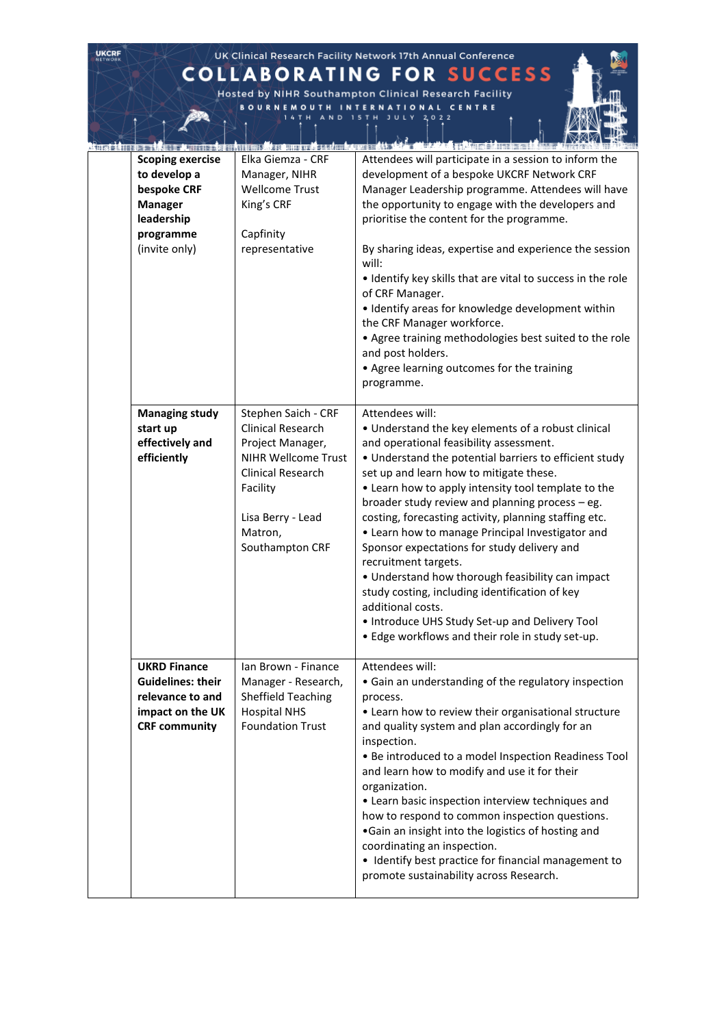| | | | |
|---|---|---|---|
| | **Scoping exercise to develop a bespoke CRF Manager leadership programme** (invite only) | Elka Giemza - CRF Manager, NIHR Wellcome Trust King's CRF<br><br>Capfinity representative | Attendees will participate in a session to inform the development of a bespoke UKCRF Network CRF Manager Leadership programme. Attendees will have the opportunity to engage with the developers and prioritise the content for the programme.<br><br>By sharing ideas, expertise and experience the session will:<br>• Identify key skills that are vital to success in the role of CRF Manager.<br>• Identify areas for knowledge development within the CRF Manager workforce.<br>• Agree training methodologies best suited to the role and post holders.<br>• Agree learning outcomes for the training programme. |
| | **Managing study start up effectively and efficiently** | Stephen Saich - CRF Clinical Research Project Manager, NIHR Wellcome Trust Clinical Research Facility<br><br>Lisa Berry - Lead Matron, Southampton CRF | Attendees will:<br>• Understand the key elements of a robust clinical and operational feasibility assessment.<br>• Understand the potential barriers to efficient study set up and learn how to mitigate these.<br>• Learn how to apply intensity tool template to the broader study review and planning process – eg. costing, forecasting activity, planning staffing etc.<br>• Learn how to manage Principal Investigator and Sponsor expectations for study delivery and recruitment targets.<br>• Understand how thorough feasibility can impact study costing, including identification of key additional costs.<br>• Introduce UHS Study Set-up and Delivery Tool<br>• Edge workflows and their role in study set-up. |
| | **UKRD Finance Guidelines: their relevance to and impact on the UK CRF community** | Ian Brown - Finance Manager - Research, Sheffield Teaching Hospital NHS Foundation Trust | Attendees will:<br>• Gain an understanding of the regulatory inspection process.<br>• Learn how to review their organisational structure and quality system and plan accordingly for an inspection.<br>• Be introduced to a model Inspection Readiness Tool and learn how to modify and use it for their organization.<br>• Learn basic inspection interview techniques and how to respond to common inspection questions.<br>•Gain an insight into the logistics of hosting and coordinating an inspection.<br>• Identify best practice for financial management to promote sustainability across Research. |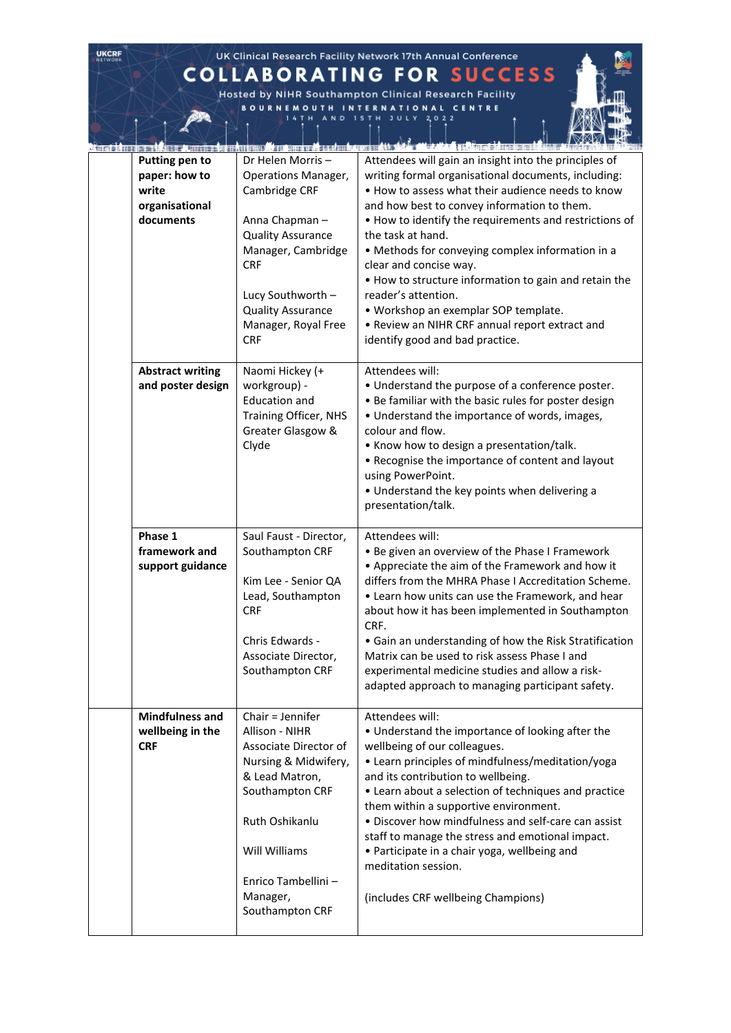| | | | |
|---|---|---|---|
| | **Putting pen to paper: how to write organisational documents** | Dr Helen Morris – Operations Manager, Cambridge CRF<br><br>Anna Chapman – Quality Assurance Manager, Cambridge CRF<br><br>Lucy Southworth – Quality Assurance Manager, Royal Free CRF | Attendees will gain an insight into the principles of writing formal organisational documents, including:<br>• How to assess what their audience needs to know and how best to convey information to them.<br>• How to identify the requirements and restrictions of the task at hand.<br>• Methods for conveying complex information in a clear and concise way.<br>• How to structure information to gain and retain the reader's attention.<br>• Workshop an exemplar SOP template.<br>• Review an NIHR CRF annual report extract and identify good and bad practice. |
| | **Abstract writing and poster design** | Naomi Hickey (+ workgroup) - Education and Training Officer, NHS Greater Glasgow & Clyde | Attendees will:<br>• Understand the purpose of a conference poster.<br>• Be familiar with the basic rules for poster design<br>• Understand the importance of words, images, colour and flow.<br>• Know how to design a presentation/talk.<br>• Recognise the importance of content and layout using PowerPoint.<br>• Understand the key points when delivering a presentation/talk. |
| | **Phase 1 framework and support guidance** | Saul Faust - Director, Southampton CRF<br><br>Kim Lee - Senior QA Lead, Southampton CRF<br><br>Chris Edwards - Associate Director, Southampton CRF | Attendees will:<br>• Be given an overview of the Phase I Framework<br>• Appreciate the aim of the Framework and how it differs from the MHRA Phase I Accreditation Scheme.<br>• Learn how units can use the Framework, and hear about how it has been implemented in Southampton CRF.<br>• Gain an understanding of how the Risk Stratification Matrix can be used to risk assess Phase I and experimental medicine studies and allow a risk-adapted approach to managing participant safety. |
| | **Mindfulness and wellbeing in the CRF** | Chair = Jennifer Allison - NIHR Associate Director of Nursing & Midwifery, & Lead Matron, Southampton CRF<br><br>Ruth Oshikanlu<br><br>Will Williams<br><br>Enrico Tambellini – Manager, Southampton CRF | Attendees will:<br>• Understand the importance of looking after the wellbeing of our colleagues.<br>• Learn principles of mindfulness/meditation/yoga and its contribution to wellbeing.<br>• Learn about a selection of techniques and practice them within a supportive environment.<br>• Discover how mindfulness and self-care can assist staff to manage the stress and emotional impact.<br>• Participate in a chair yoga, wellbeing and meditation session.<br><br>(includes CRF wellbeing Champions) |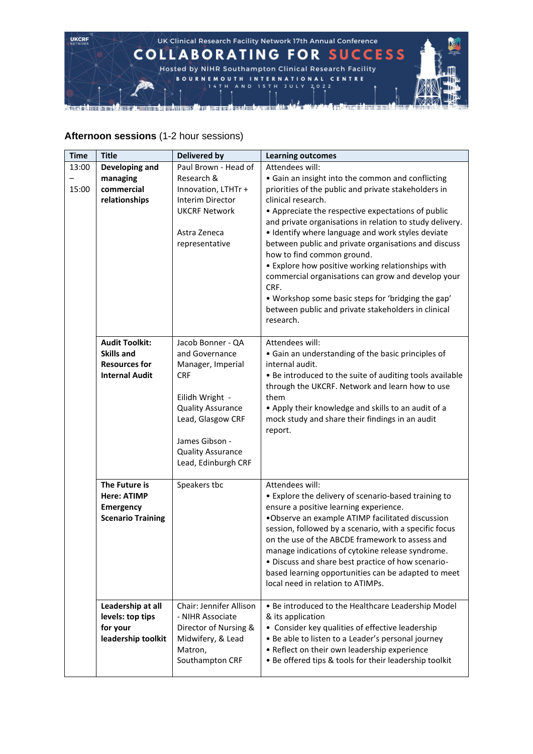UK Clinical Research Facility Network 17th Annual Conference

# COLLABORATING FOR SUCCESS

Hosted by NIHR Southampton Clinical Research Facility

BOURNEMOUTH INTERNATIONAL CENTRE

14TH AND 15TH JULY 2022

## Afternoon sessions (1-2 hour sessions)

| Time | Title | Delivered by | Learning outcomes |
|---|---|---|---|
| 13:00 – 15:00 | **Developing and managing commercial relationships** | Paul Brown - Head of Research & Innovation, LTHTr + Interim Director UKCRF Network<br><br>Astra Zeneca representative | Attendees will:<br>• Gain an insight into the common and conflicting priorities of the public and private stakeholders in clinical research.<br>• Appreciate the respective expectations of public and private organisations in relation to study delivery.<br>• Identify where language and work styles deviate between public and private organisations and discuss how to find common ground.<br>• Explore how positive working relationships with commercial organisations can grow and develop your CRF.<br>• Workshop some basic steps for 'bridging the gap' between public and private stakeholders in clinical research. |
| | **Audit Toolkit: Skills and Resources for Internal Audit** | Jacob Bonner - QA and Governance Manager, Imperial CRF<br><br>Eilidh Wright - Quality Assurance Lead, Glasgow CRF<br><br>James Gibson - Quality Assurance Lead, Edinburgh CRF | Attendees will:<br>• Gain an understanding of the basic principles of internal audit.<br>• Be introduced to the suite of auditing tools available through the UKCRF. Network and learn how to use them<br>• Apply their knowledge and skills to an audit of a mock study and share their findings in an audit report. |
| | **The Future is Here: ATIMP Emergency Scenario Training** | Speakers tbc | Attendees will:<br>• Explore the delivery of scenario-based training to ensure a positive learning experience.<br>•Observe an example ATIMP facilitated discussion session, followed by a scenario, with a specific focus on the use of the ABCDE framework to assess and manage indications of cytokine release syndrome.<br>• Discuss and share best practice of how scenario-based learning opportunities can be adapted to meet local need in relation to ATIMPs. |
| | **Leadership at all levels: top tips for your leadership toolkit** | Chair: Jennifer Allison - NIHR Associate Director of Nursing & Midwifery, & Lead Matron, Southampton CRF | • Be introduced to the Healthcare Leadership Model & its application<br>• Consider key qualities of effective leadership<br>• Be able to listen to a Leader's personal journey<br>• Reflect on their own leadership experience<br>• Be offered tips & tools for their leadership toolkit |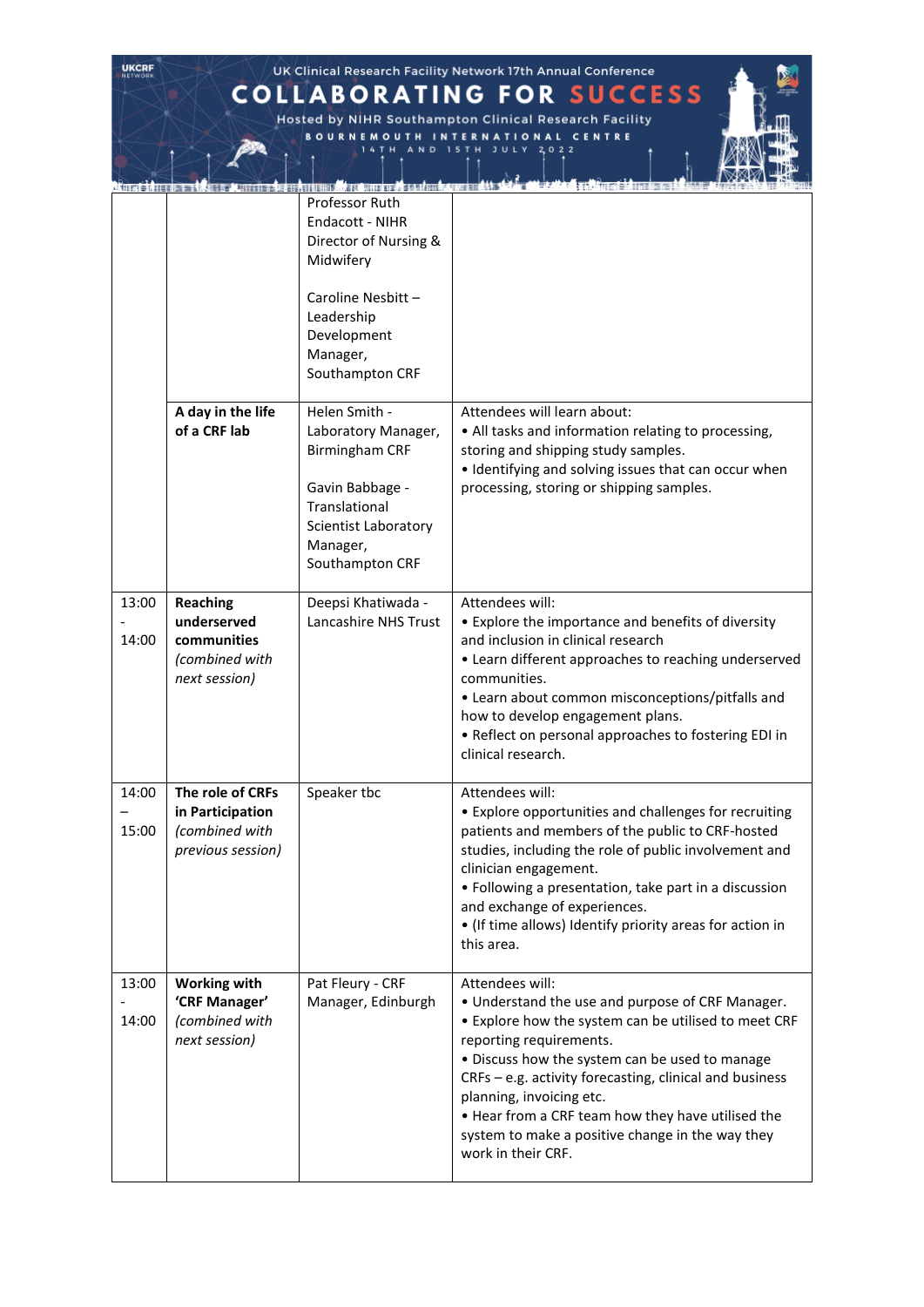| | | Professor Ruth Endacott - NIHR Director of Nursing & Midwifery<br><br>Caroline Nesbitt – Leadership Development Manager, Southampton CRF | |
|---|---|---|---|
| | **A day in the life of a CRF lab** | Helen Smith - Laboratory Manager, Birmingham CRF<br><br>Gavin Babbage - Translational Scientist Laboratory Manager, Southampton CRF | Attendees will learn about:<br>• All tasks and information relating to processing, storing and shipping study samples.<br>• Identifying and solving issues that can occur when processing, storing or shipping samples. |
| 13:00 - 14:00 | **Reaching underserved communities** *(combined with next session)* | Deepsi Khatiwada - Lancashire NHS Trust | Attendees will:<br>• Explore the importance and benefits of diversity and inclusion in clinical research<br>• Learn different approaches to reaching underserved communities.<br>• Learn about common misconceptions/pitfalls and how to develop engagement plans.<br>• Reflect on personal approaches to fostering EDI in clinical research. |
| 14:00 – 15:00 | **The role of CRFs in Participation** *(combined with previous session)* | Speaker tbc | Attendees will:<br>• Explore opportunities and challenges for recruiting patients and members of the public to CRF-hosted studies, including the role of public involvement and clinician engagement.<br>• Following a presentation, take part in a discussion and exchange of experiences.<br>• (If time allows) Identify priority areas for action in this area. |
| 13:00 - 14:00 | **Working with 'CRF Manager'** *(combined with next session)* | Pat Fleury - CRF Manager, Edinburgh | Attendees will:<br>• Understand the use and purpose of CRF Manager.<br>• Explore how the system can be utilised to meet CRF reporting requirements.<br>• Discuss how the system can be used to manage CRFs – e.g. activity forecasting, clinical and business planning, invoicing etc.<br>• Hear from a CRF team how they have utilised the system to make a positive change in the way they work in their CRF. |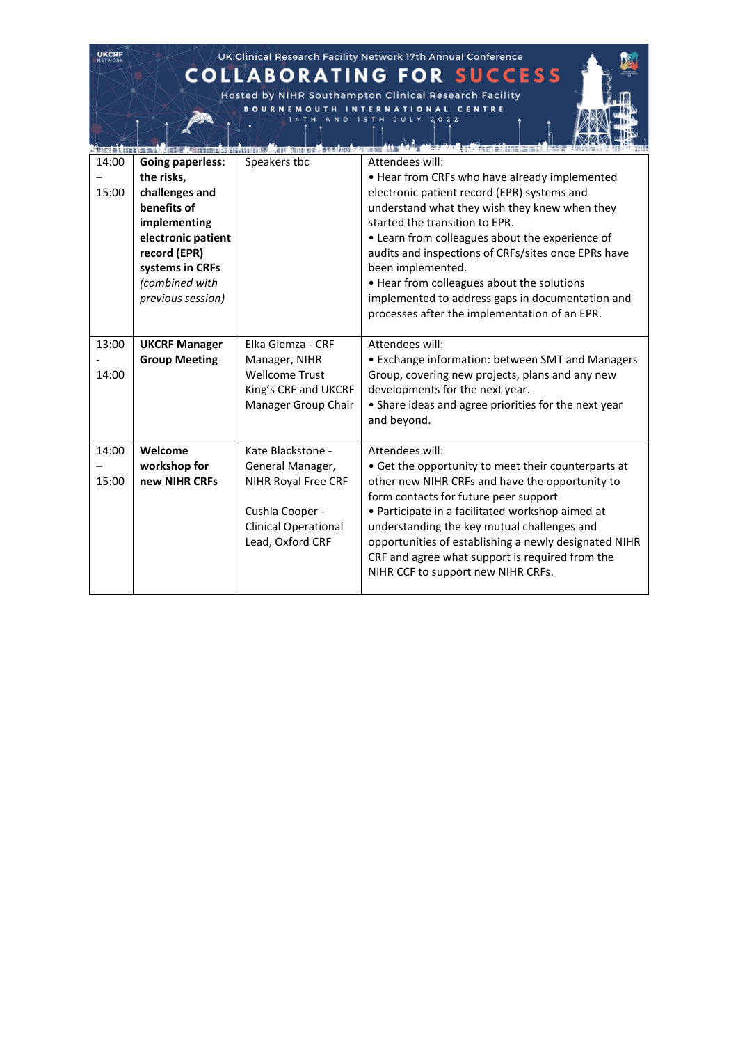| | | | |
|---|---|---|---|
| 14:00 – 15:00 | **Going paperless: the risks, challenges and benefits of implementing electronic patient record (EPR) systems in CRFs** *(combined with previous session)* | Speakers tbc | Attendees will:<br>• Hear from CRFs who have already implemented electronic patient record (EPR) systems and understand what they wish they knew when they started the transition to EPR.<br>• Learn from colleagues about the experience of audits and inspections of CRFs/sites once EPRs have been implemented.<br>• Hear from colleagues about the solutions implemented to address gaps in documentation and processes after the implementation of an EPR. |
| 13:00 - 14:00 | **UKCRF Manager Group Meeting** | Elka Giemza - CRF Manager, NIHR Wellcome Trust King's CRF and UKCRF Manager Group Chair | Attendees will:<br>• Exchange information: between SMT and Managers Group, covering new projects, plans and any new developments for the next year.<br>• Share ideas and agree priorities for the next year and beyond. |
| 14:00 – 15:00 | **Welcome workshop for new NIHR CRFs** | Kate Blackstone - General Manager, NIHR Royal Free CRF<br><br>Cushla Cooper - Clinical Operational Lead, Oxford CRF | Attendees will:<br>• Get the opportunity to meet their counterparts at other new NIHR CRFs and have the opportunity to form contacts for future peer support<br>• Participate in a facilitated workshop aimed at understanding the key mutual challenges and opportunities of establishing a newly designated NIHR CRF and agree what support is required from the NIHR CCF to support new NIHR CRFs. |